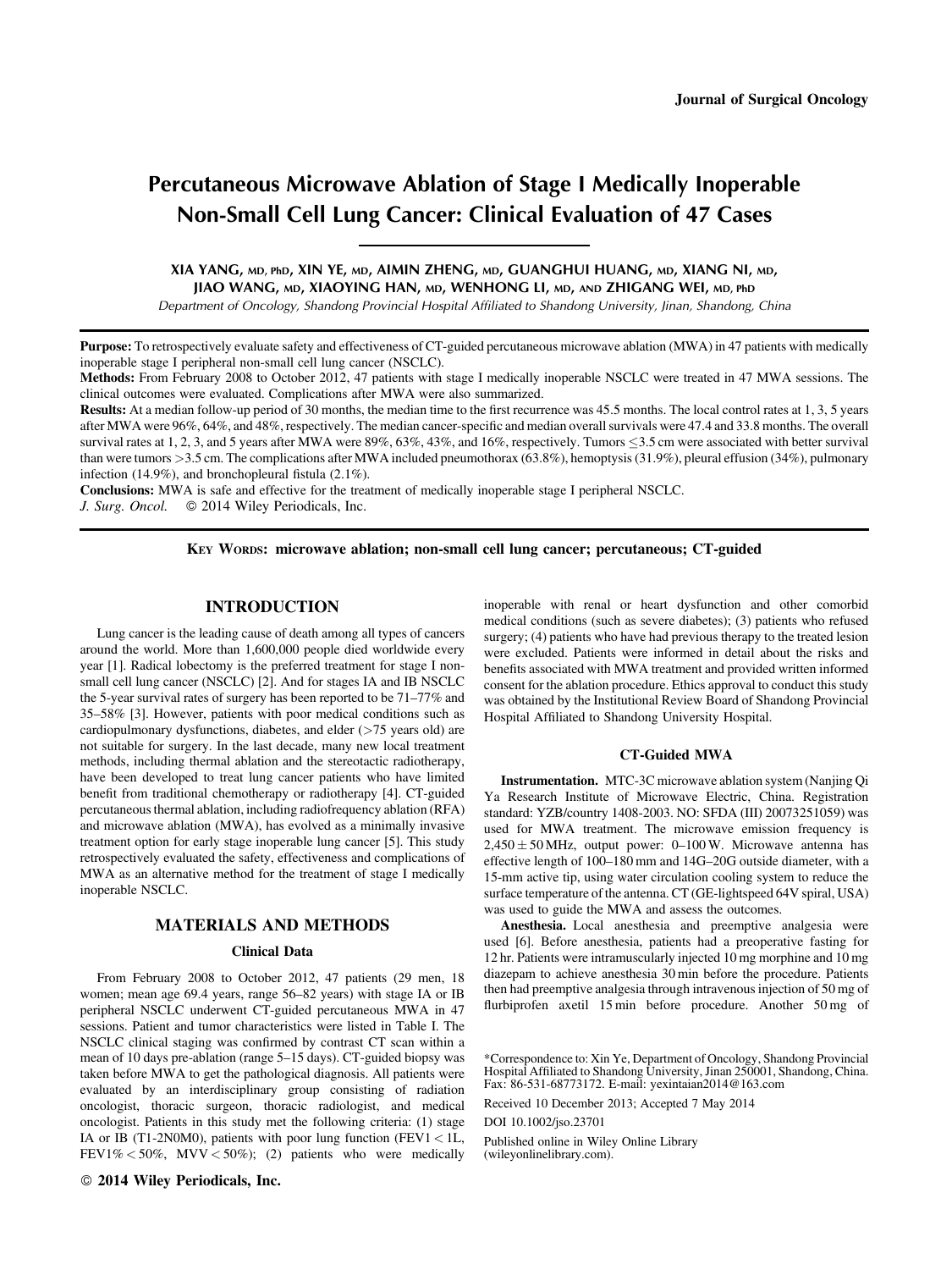# Percutaneous Microwave Ablation of Stage I Medically Inoperable Non-Small Cell Lung Cancer: Clinical Evaluation of 47 Cases

XIA YANG, MD, PhD, XIN YE, MD, AIMIN ZHENG, MD, GUANGHUI HUANG, MD, XIANG NI, MD, JIAO WANG, MD, XIAOYING HAN, MD, WENHONG LI, MD, AND ZHIGANG WEI, MD, PhD

*Department of Oncology, Shandong Provincial Hospital Affiliated to Shandong University, Jinan, Shandong, China*

**Purpose:** To retrospectively evaluate safety and effectiveness of CT-guided percutaneous microwave ablation (MWA) in 47 patients with medically inoperable stage I peripheral non-small cell lung cancer (NSCLC).

**Methods:** From February 2008 to October 2012, 47 patients with stage I medically inoperable NSCLC were treated in 47 MWA sessions. The clinical outcomes were evaluated. Complications after MWA were also summarized.

**Results:** At a median follow-up period of 30 months, the median time to the first recurrence was 45.5 months. The local control rates at 1, 3, 5 years after MWA were 96%, 64%, and 48%, respectively. The median cancer-specific and median overall survivals were 47.4 and 33.8 months. The overall survival rates at 1, 2, 3, and 5 years after MWA were 89%, 63%, 43%, and 16%, respectively. Tumors ≤3.5 cm were associated with better survival than were tumors >3.5 cm. The complications after MWA included pneumothorax (63.8%), hemoptysis (31.9%), pleural effusion (34%), pulmonary infection (14.9%), and bronchopleural fistula (2.1%).

**Conclusions:** MWA is safe and effective for the treatment of medically inoperable stage I peripheral NSCLC.

*J. Surg. Oncol.* © 2014 Wiley Periodicals, Inc.

**KEY WORDS: microwave ablation; non-small cell lung cancer; percutaneous; CT-guided**

## INTRODUCTION

Lung cancer is the leading cause of death among all types of cancers around the world. More than 1,600,000 people died worldwide every year [1]. Radical lobectomy is the preferred treatment for stage I non-small cell lung cancer (NSCLC) [2]. And for stages IA and IB NSCLC the 5-year survival rates of surgery has been reported to be 71–77% and 35–58% [3]. However, patients with poor medical conditions such as cardiopulmonary dysfunctions, diabetes, and elder (>75 years old) are not suitable for surgery. In the last decade, many new local treatment methods, including thermal ablation and the stereotactic radiotherapy, have been developed to treat lung cancer patients who have limited benefit from traditional chemotherapy or radiotherapy [4]. CT-guided percutaneous thermal ablation, including radiofrequency ablation (RFA) and microwave ablation (MWA), has evolved as a minimally invasive treatment option for early stage inoperable lung cancer [5]. This study retrospectively evaluated the safety, effectiveness and complications of MWA as an alternative method for the treatment of stage I medically inoperable NSCLC.

## MATERIALS AND METHODS

### Clinical Data

From February 2008 to October 2012, 47 patients (29 men, 18 women; mean age 69.4 years, range 56–82 years) with stage IA or IB peripheral NSCLC underwent CT-guided percutaneous MWA in 47 sessions. Patient and tumor characteristics were listed in Table I. The NSCLC clinical staging was confirmed by contrast CT scan within a mean of 10 days pre-ablation (range 5–15 days). CT-guided biopsy was taken before MWA to get the pathological diagnosis. All patients were evaluated by an interdisciplinary group consisting of radiation oncologist, thoracic surgeon, thoracic radiologist, and medical oncologist. Patients in this study met the following criteria: (1) stage IA or IB (T1-2N0M0), patients with poor lung function (FEV1 < 1L, FEV1% < 50%, MVV < 50%); (2) patients who were medically inoperable with renal or heart dysfunction and other comorbid medical conditions (such as severe diabetes); (3) patients who refused surgery; (4) patients who have had previous therapy to the treated lesion were excluded. Patients were informed in detail about the risks and benefits associated with MWA treatment and provided written informed consent for the ablation procedure. Ethics approval to conduct this study was obtained by the Institutional Review Board of Shandong Provincial Hospital Affiliated to Shandong University Hospital.

### CT-Guided MWA

**Instrumentation.** MTC-3C microwave ablation system (Nanjing Qi Ya Research Institute of Microwave Electric, China. Registration standard: YZB/country 1408-2003. NO: SFDA (III) 20073251059) was used for MWA treatment. The microwave emission frequency is 2,450 ± 50 MHz, output power: 0–100 W. Microwave antenna has effective length of 100–180 mm and 14G–20G outside diameter, with a 15-mm active tip, using water circulation cooling system to reduce the surface temperature of the antenna. CT (GE-lightspeed 64V spiral, USA) was used to guide the MWA and assess the outcomes.

**Anesthesia.** Local anesthesia and preemptive analgesia were used [6]. Before anesthesia, patients had a preoperative fasting for 12 hr. Patients were intramuscularly injected 10 mg morphine and 10 mg diazepam to achieve anesthesia 30 min before the procedure. Patients then had preemptive analgesia through intravenous injection of 50 mg of flurbiprofen axetil 15 min before procedure. Another 50 mg of

*Correspondence to: Xin Ye, Department of Oncology, Shandong Provincial Hospital Affiliated to Shandong University, Jinan 250001, Shandong, China. Fax: 86-531-68773172. E-mail: yexintaian2014@163.com

Received 10 December 2013; Accepted 7 May 2014

DOI 10.1002/jso.23701

Published online in Wiley Online Library (wileyonlinelibrary.com).

© 2014 Wiley Periodicals, Inc.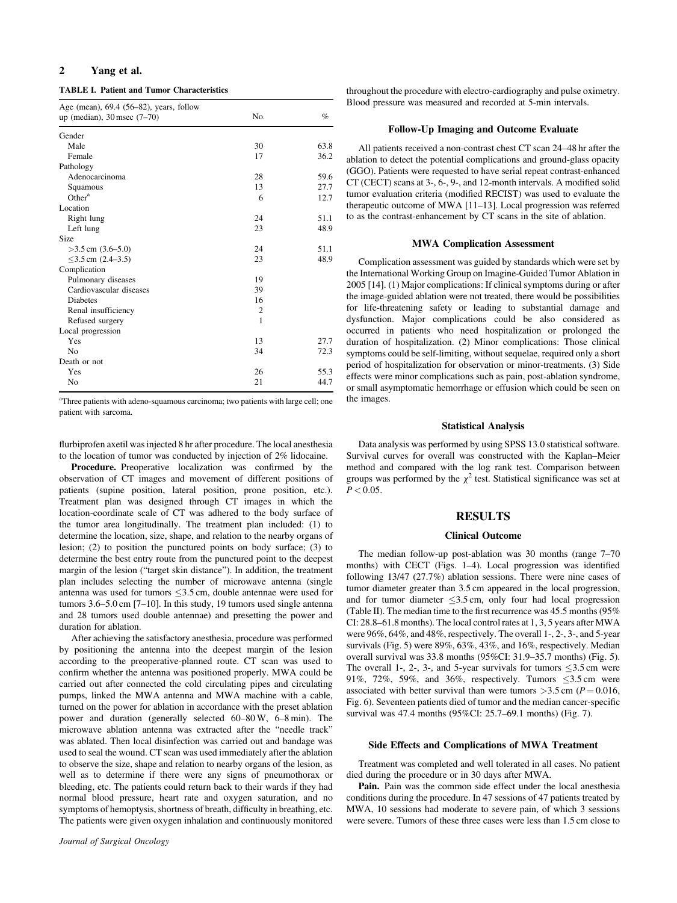**TABLE I. Patient and Tumor Characteristics**

| Age (mean), 69.4 (56–82), years, follow up (median), 30 msec (7–70) | No. | % |
|---|---|---|
| Gender | | |
| Male | 30 | 63.8 |
| Female | 17 | 36.2 |
| Pathology | | |
| Adenocarcinoma | 28 | 59.6 |
| Squamous | 13 | 27.7 |
| Other[a] | 6 | 12.7 |
| Location | | |
| Right lung | 24 | 51.1 |
| Left lung | 23 | 48.9 |
| Size | | |
| >3.5 cm (3.6–5.0) | 24 | 51.1 |
| ≤3.5 cm (2.4–3.5) | 23 | 48.9 |
| Complication | | |
| Pulmonary diseases | 19 | |
| Cardiovascular diseases | 39 | |
| Diabetes | 16 | |
| Renal insufficiency | 2 | |
| Refused surgery | 1 | |
| Local progression | | |
| Yes | 13 | 27.7 |
| No | 34 | 72.3 |
| Death or not | | |
| Yes | 26 | 55.3 |
| No | 21 | 44.7 |

[a]Three patients with adeno-squamous carcinoma; two patients with large cell; one patient with sarcoma.

flurbiprofen axetil was injected 8 hr after procedure. The local anesthesia to the location of tumor was conducted by injection of 2% lidocaine.

**Procedure.** Preoperative localization was confirmed by the observation of CT images and movement of different positions of patients (supine position, lateral position, prone position, etc.). Treatment plan was designed through CT images in which the location-coordinate scale of CT was adhered to the body surface of the tumor area longitudinally. The treatment plan included: (1) to determine the location, size, shape, and relation to the nearby organs of lesion; (2) to position the punctured points on body surface; (3) to determine the best entry route from the punctured point to the deepest margin of the lesion ("target skin distance"). In addition, the treatment plan includes selecting the number of microwave antenna (single antenna was used for tumors ≤3.5 cm, double antennae were used for tumors 3.6–5.0 cm [7–10]. In this study, 19 tumors used single antenna and 28 tumors used double antennae) and presetting the power and duration for ablation.

After achieving the satisfactory anesthesia, procedure was performed by positioning the antenna into the deepest margin of the lesion according to the preoperative-planned route. CT scan was used to confirm whether the antenna was positioned properly. MWA could be carried out after connected the cold circulating pipes and circulating pumps, linked the MWA antenna and MWA machine with a cable, turned on the power for ablation in accordance with the preset ablation power and duration (generally selected 60–80 W, 6–8 min). The microwave ablation antenna was extracted after the "needle track" was ablated. Then local disinfection was carried out and bandage was used to seal the wound. CT scan was used immediately after the ablation to observe the size, shape and relation to nearby organs of the lesion, as well as to determine if there were any signs of pneumothorax or bleeding, etc. The patients could return back to their wards if they had normal blood pressure, heart rate and oxygen saturation, and no symptoms of hemoptysis, shortness of breath, difficulty in breathing, etc. The patients were given oxygen inhalation and continuously monitored throughout the procedure with electro-cardiography and pulse oximetry. Blood pressure was measured and recorded at 5-min intervals.

### Follow-Up Imaging and Outcome Evaluate

All patients received a non-contrast chest CT scan 24–48 hr after the ablation to detect the potential complications and ground-glass opacity (GGO). Patients were requested to have serial repeat contrast-enhanced CT (CECT) scans at 3-, 6-, 9-, and 12-month intervals. A modified solid tumor evaluation criteria (modified RECIST) was used to evaluate the therapeutic outcome of MWA [11–13]. Local progression was referred to as the contrast-enhancement by CT scans in the site of ablation.

### MWA Complication Assessment

Complication assessment was guided by standards which were set by the International Working Group on Imagine-Guided Tumor Ablation in 2005 [14]. (1) Major complications: If clinical symptoms during or after the image-guided ablation were not treated, there would be possibilities for life-threatening safety or leading to substantial damage and dysfunction. Major complications could be also considered as occurred in patients who need hospitalization or prolonged the duration of hospitalization. (2) Minor complications: Those clinical symptoms could be self-limiting, without sequelae, required only a short period of hospitalization for observation or minor-treatments. (3) Side effects were minor complications such as pain, post-ablation syndrome, or small asymptomatic hemorrhage or effusion which could be seen on the images.

### Statistical Analysis

Data analysis was performed by using SPSS 13.0 statistical software. Survival curves for overall was constructed with the Kaplan–Meier method and compared with the log rank test. Comparison between groups was performed by the $\chi^2$ test. Statistical significance was set at $P < 0.05$.

## RESULTS

### Clinical Outcome

The median follow-up post-ablation was 30 months (range 7–70 months) with CECT (Figs. 1–4). Local progression was identified following 13/47 (27.7%) ablation sessions. There were nine cases of tumor diameter greater than 3.5 cm appeared in the local progression, and for tumor diameter ≤3.5 cm, only four had local progression (Table II). The median time to the first recurrence was 45.5 months (95% CI: 28.8–61.8 months). The local control rates at 1, 3, 5 years after MWA were 96%, 64%, and 48%, respectively. The overall 1-, 2-, 3-, and 5-year survivals (Fig. 5) were 89%, 63%, 43%, and 16%, respectively. Median overall survival was 33.8 months (95%CI: 31.9–35.7 months) (Fig. 5). The overall 1-, 2-, 3-, and 5-year survivals for tumors ≤3.5 cm were 91%, 72%, 59%, and 36%, respectively. Tumors ≤3.5 cm were associated with better survival than were tumors >3.5 cm ($P = 0.016$, Fig. 6). Seventeen patients died of tumor and the median cancer-specific survival was 47.4 months (95%CI: 25.7–69.1 months) (Fig. 7).

### Side Effects and Complications of MWA Treatment

Treatment was completed and well tolerated in all cases. No patient died during the procedure or in 30 days after MWA.

**Pain.** Pain was the common side effect under the local anesthesia conditions during the procedure. In 47 sessions of 47 patients treated by MWA, 10 sessions had moderate to severe pain, of which 3 sessions were severe. Tumors of these three cases were less than 1.5 cm close to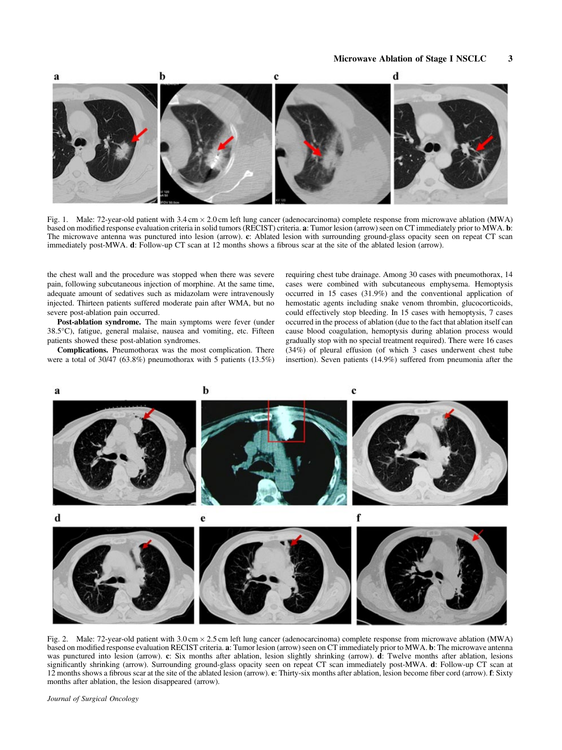Fig. 1. Male: 72-year-old patient with 3.4 cm × 2.0 cm left lung cancer (adenocarcinoma) complete response from microwave ablation (MWA) based on modified response evaluation criteria in solid tumors (RECIST) criteria. **a**: Tumor lesion (arrow) seen on CT immediately prior to MWA. **b**: The microwave antenna was punctured into lesion (arrow). **c**: Ablated lesion with surrounding ground-glass opacity seen on repeat CT scan immediately post-MWA. **d**: Follow-up CT scan at 12 months shows a fibrous scar at the site of the ablated lesion (arrow).

the chest wall and the procedure was stopped when there was severe pain, following subcutaneous injection of morphine. At the same time, adequate amount of sedatives such as midazolam were intravenously injected. Thirteen patients suffered moderate pain after WMA, but no severe post-ablation pain occurred.

**Post-ablation syndrome.** The main symptoms were fever (under 38.5°C), fatigue, general malaise, nausea and vomiting, etc. Fifteen patients showed these post-ablation syndromes.

**Complications.** Pneumothorax was the most complication. There were a total of 30/47 (63.8%) pneumothorax with 5 patients (13.5%) requiring chest tube drainage. Among 30 cases with pneumothorax, 14 cases were combined with subcutaneous emphysema. Hemoptysis occurred in 15 cases (31.9%) and the conventional application of hemostatic agents including snake venom thrombin, glucocorticoids, could effectively stop bleeding. In 15 cases with hemoptysis, 7 cases occurred in the process of ablation (due to the fact that ablation itself can cause blood coagulation, hemoptysis during ablation process would gradually stop with no special treatment required). There were 16 cases (34%) of pleural effusion (of which 3 cases underwent chest tube insertion). Seven patients (14.9%) suffered from pneumonia after the

Fig. 2. Male: 72-year-old patient with 3.0 cm × 2.5 cm left lung cancer (adenocarcinoma) complete response from microwave ablation (MWA) based on modified response evaluation RECIST criteria. **a**: Tumor lesion (arrow) seen on CT immediately prior to MWA. **b**: The microwave antenna was punctured into lesion (arrow). **c**: Six months after ablation, lesion slightly shrinking (arrow). **d**: Twelve months after ablation, lesions significantly shrinking (arrow). Surrounding ground-glass opacity seen on repeat CT scan immediately post-MWA. **d**: Follow-up CT scan at 12 months shows a fibrous scar at the site of the ablated lesion (arrow). **e**: Thirty-six months after ablation, lesion become fiber cord (arrow). **f**: Sixty months after ablation, the lesion disappeared (arrow).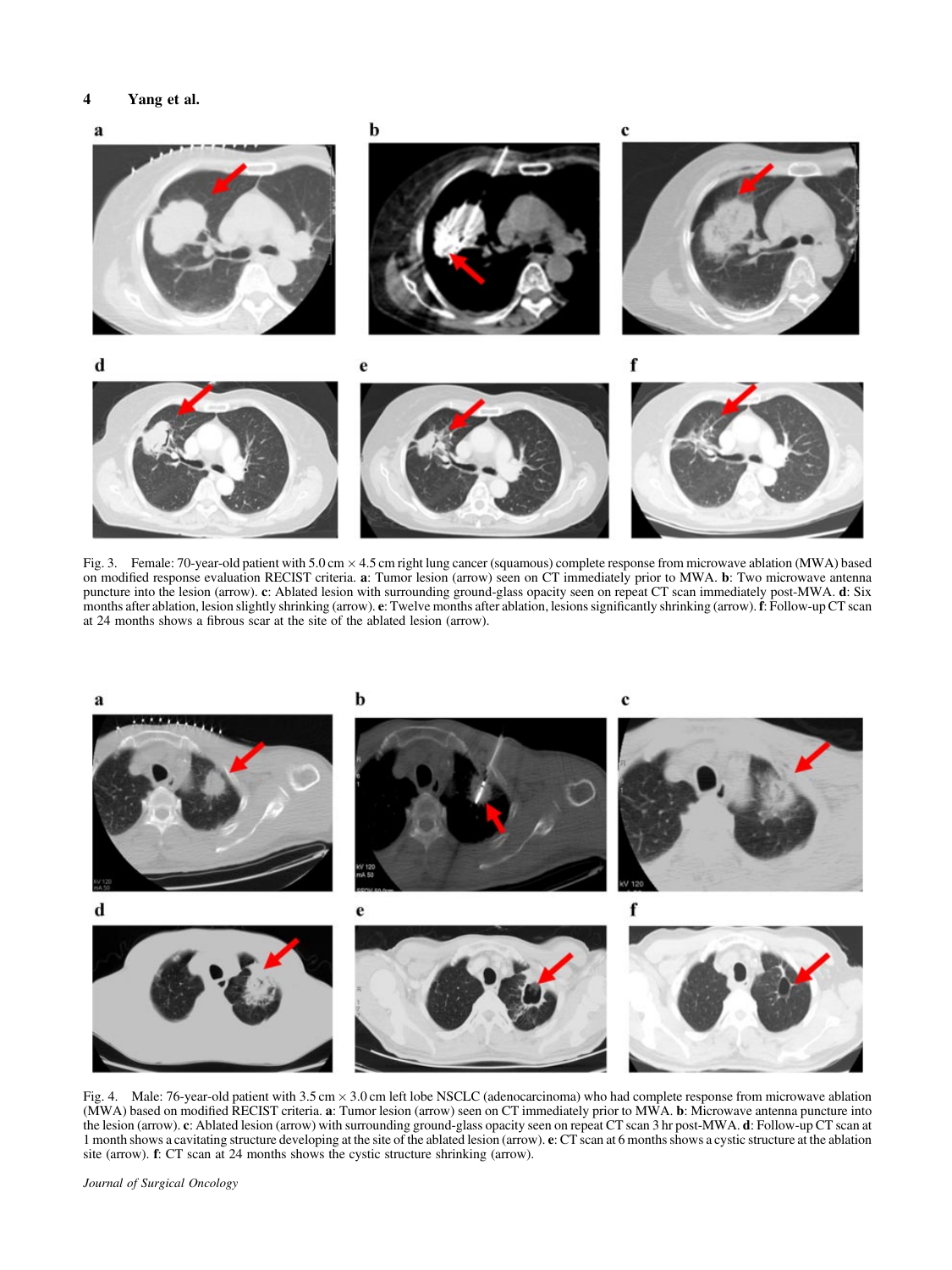Fig. 3. Female: 70-year-old patient with 5.0 cm × 4.5 cm right lung cancer (squamous) complete response from microwave ablation (MWA) based on modified response evaluation RECIST criteria. **a**: Tumor lesion (arrow) seen on CT immediately prior to MWA. **b**: Two microwave antenna puncture into the lesion (arrow). **c**: Ablated lesion with surrounding ground-glass opacity seen on repeat CT scan immediately post-MWA. **d**: Six months after ablation, lesion slightly shrinking (arrow). **e**: Twelve months after ablation, lesions significantly shrinking (arrow). **f**: Follow-up CT scan at 24 months shows a fibrous scar at the site of the ablated lesion (arrow).

Fig. 4. Male: 76-year-old patient with 3.5 cm × 3.0 cm left lobe NSCLC (adenocarcinoma) who had complete response from microwave ablation (MWA) based on modified RECIST criteria. **a**: Tumor lesion (arrow) seen on CT immediately prior to MWA. **b**: Microwave antenna puncture into the lesion (arrow). **c**: Ablated lesion (arrow) with surrounding ground-glass opacity seen on repeat CT scan 3 hr post-MWA. **d**: Follow-up CT scan at 1 month shows a cavitating structure developing at the site of the ablated lesion (arrow). **e**: CT scan at 6 months shows a cystic structure at the ablation site (arrow). **f**: CT scan at 24 months shows the cystic structure shrinking (arrow).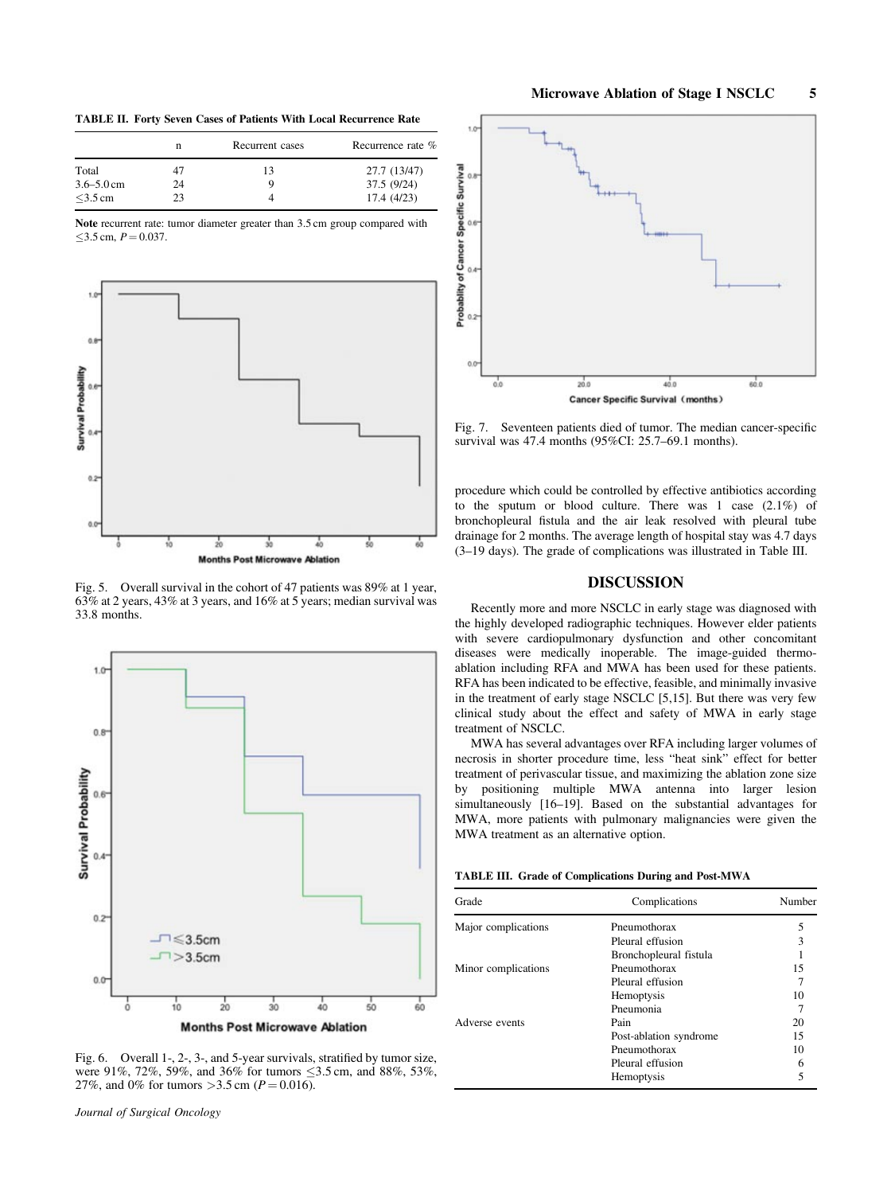**TABLE II. Forty Seven Cases of Patients With Local Recurrence Rate**

| | n | Recurrent cases | Recurrence rate % |
|---|---|---|---|
| Total | 47 | 13 | 27.7 (13/47) |
| 3.6–5.0 cm | 24 | 9 | 37.5 (9/24) |
| ≤3.5 cm | 23 | 4 | 17.4 (4/23) |

**Note** recurrent rate: tumor diameter greater than 3.5 cm group compared with ≤3.5 cm, $P = 0.037$.

Fig. 5. Overall survival in the cohort of 47 patients was 89% at 1 year, 63% at 2 years, 43% at 3 years, and 16% at 5 years; median survival was 33.8 months.

Fig. 6. Overall 1-, 2-, 3-, and 5-year survivals, stratified by tumor size, were 91%, 72%, 59%, and 36% for tumors ≤3.5 cm, and 88%, 53%, 27%, and 0% for tumors >3.5 cm ($P = 0.016$).

Fig. 7. Seventeen patients died of tumor. The median cancer-specific survival was 47.4 months (95%CI: 25.7–69.1 months).

procedure which could be controlled by effective antibiotics according to the sputum or blood culture. There was 1 case (2.1%) of bronchopleural fistula and the air leak resolved with pleural tube drainage for 2 months. The average length of hospital stay was 4.7 days (3–19 days). The grade of complications was illustrated in Table III.

## DISCUSSION

Recently more and more NSCLC in early stage was diagnosed with the highly developed radiographic techniques. However elder patients with severe cardiopulmonary dysfunction and other concomitant diseases were medically inoperable. The image-guided thermo-ablation including RFA and MWA has been used for these patients. RFA has been indicated to be effective, feasible, and minimally invasive in the treatment of early stage NSCLC [5,15]. But there was very few clinical study about the effect and safety of MWA in early stage treatment of NSCLC.

MWA has several advantages over RFA including larger volumes of necrosis in shorter procedure time, less "heat sink" effect for better treatment of perivascular tissue, and maximizing the ablation zone size by positioning multiple MWA antenna into larger lesion simultaneously [16–19]. Based on the substantial advantages for MWA, more patients with pulmonary malignancies were given the MWA treatment as an alternative option.

**TABLE III. Grade of Complications During and Post-MWA**

| Grade | Complications | Number |
|---|---|---|
| Major complications | Pneumothorax | 5 |
| | Pleural effusion | 3 |
| | Bronchopleural fistula | 1 |
| Minor complications | Pneumothorax | 15 |
| | Pleural effusion | 7 |
| | Hemoptysis | 10 |
| | Pneumonia | 7 |
| Adverse events | Pain | 20 |
| | Post-ablation syndrome | 15 |
| | Pneumothorax | 10 |
| | Pleural effusion | 6 |
| | Hemoptysis | 5 |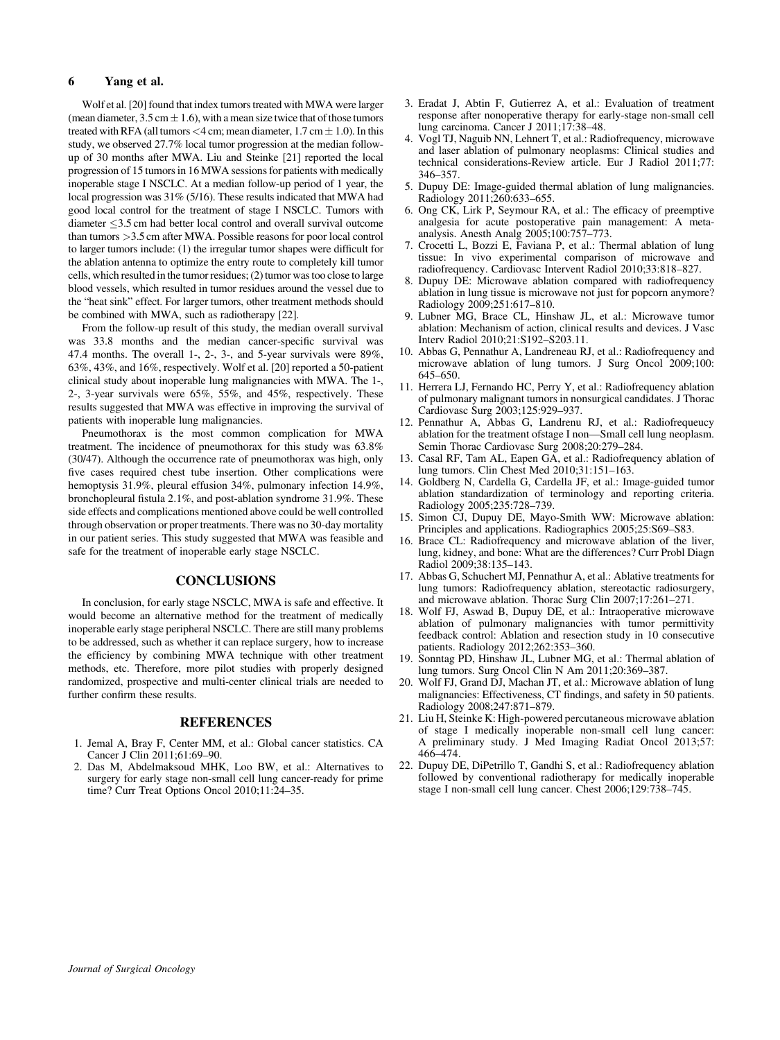Wolf et al. [20] found that index tumors treated with MWA were larger (mean diameter, 3.5 cm ± 1.6), with a mean size twice that of those tumors treated with RFA (all tumors <4 cm; mean diameter, 1.7 cm ± 1.0). In this study, we observed 27.7% local tumor progression at the median follow-up of 30 months after MWA. Liu and Steinke [21] reported the local progression of 15 tumors in 16 MWA sessions for patients with medically inoperable stage I NSCLC. At a median follow-up period of 1 year, the local progression was 31% (5/16). These results indicated that MWA had good local control for the treatment of stage I NSCLC. Tumors with diameter ≤3.5 cm had better local control and overall survival outcome than tumors >3.5 cm after MWA. Possible reasons for poor local control to larger tumors include: (1) the irregular tumor shapes were difficult for the ablation antenna to optimize the entry route to completely kill tumor cells, which resulted in the tumor residues; (2) tumor was too close to large blood vessels, which resulted in tumor residues around the vessel due to the "heat sink" effect. For larger tumors, other treatment methods should be combined with MWA, such as radiotherapy [22].

From the follow-up result of this study, the median overall survival was 33.8 months and the median cancer-specific survival was 47.4 months. The overall 1-, 2-, 3-, and 5-year survivals were 89%, 63%, 43%, and 16%, respectively. Wolf et al. [20] reported a 50-patient clinical study about inoperable lung malignancies with MWA. The 1-, 2-, 3-year survivals were 65%, 55%, and 45%, respectively. These results suggested that MWA was effective in improving the survival of patients with inoperable lung malignancies.

Pneumothorax is the most common complication for MWA treatment. The incidence of pneumothorax for this study was 63.8% (30/47). Although the occurrence rate of pneumothorax was high, only five cases required chest tube insertion. Other complications were hemoptysis 31.9%, pleural effusion 34%, pulmonary infection 14.9%, bronchopleural fistula 2.1%, and post-ablation syndrome 31.9%. These side effects and complications mentioned above could be well controlled through observation or proper treatments. There was no 30-day mortality in our patient series. This study suggested that MWA was feasible and safe for the treatment of inoperable early stage NSCLC.

## CONCLUSIONS

In conclusion, for early stage NSCLC, MWA is safe and effective. It would become an alternative method for the treatment of medically inoperable early stage peripheral NSCLC. There are still many problems to be addressed, such as whether it can replace surgery, how to increase the efficiency by combining MWA technique with other treatment methods, etc. Therefore, more pilot studies with properly designed randomized, prospective and multi-center clinical trials are needed to further confirm these results.

## REFERENCES

1. Jemal A, Bray F, Center MM, et al.: Global cancer statistics. CA Cancer J Clin 2011;61:69–90.
2. Das M, Abdelmaksoud MHK, Loo BW, et al.: Alternatives to surgery for early stage non-small cell lung cancer-ready for prime time? Curr Treat Options Oncol 2010;11:24–35.
3. Eradat J, Abtin F, Gutierrez A, et al.: Evaluation of treatment response after nonoperative therapy for early-stage non-small cell lung carcinoma. Cancer J 2011;17:38–48.
4. Vogl TJ, Naguib NN, Lehnert T, et al.: Radiofrequency, microwave and laser ablation of pulmonary neoplasms: Clinical studies and technical considerations-Review article. Eur J Radiol 2011;77: 346–357.
5. Dupuy DE: Image-guided thermal ablation of lung malignancies. Radiology 2011;260:633–655.
6. Ong CK, Lirk P, Seymour RA, et al.: The efficacy of preemptive analgesia for acute postoperative pain management: A meta-analysis. Anesth Analg 2005;100:757–773.
7. Crocetti L, Bozzi E, Faviana P, et al.: Thermal ablation of lung tissue: In vivo experimental comparison of microwave and radiofrequency. Cardiovasc Intervent Radiol 2010;33:818–827.
8. Dupuy DE: Microwave ablation compared with radiofrequency ablation in lung tissue is microwave not just for popcorn anymore? Radiology 2009;251:617–810.
9. Lubner MG, Brace CL, Hinshaw JL, et al.: Microwave tumor ablation: Mechanism of action, clinical results and devices. J Vasc Interv Radiol 2010;21:S192–S203.11.
10. Abbas G, Pennathur A, Landreneau RJ, et al.: Radiofrequency and microwave ablation of lung tumors. J Surg Oncol 2009;100: 645–650.
11. Herrera LJ, Fernando HC, Perry Y, et al.: Radiofrequency ablation of pulmonary malignant tumors in nonsurgical candidates. J Thorac Cardiovasc Surg 2003;125:929–937.
12. Pennathur A, Abbas G, Landrenu RJ, et al.: Radiofrequeucy ablation for the treatment ofstage I non—Small cell lung neoplasm. Semin Thorac Cardiovasc Surg 2008;20:279–284.
13. Casal RF, Tam AL, Eapen GA, et al.: Radiofrequency ablation of lung tumors. Clin Chest Med 2010;31:151–163.
14. Goldberg N, Cardella G, Cardella JF, et al.: Image-guided tumor ablation standardization of terminology and reporting criteria. Radiology 2005;235:728–739.
15. Simon CJ, Dupuy DE, Mayo-Smith WW: Microwave ablation: Principles and applications. Radiographics 2005;25:S69–S83.
16. Brace CL: Radiofrequency and microwave ablation of the liver, lung, kidney, and bone: What are the differences? Curr Probl Diagn Radiol 2009;38:135–143.
17. Abbas G, Schuchert MJ, Pennathur A, et al.: Ablative treatments for lung tumors: Radiofrequency ablation, stereotactic radiosurgery, and microwave ablation. Thorac Surg Clin 2007;17:261–271.
18. Wolf FJ, Aswad B, Dupuy DE, et al.: Intraoperative microwave ablation of pulmonary malignancies with tumor permittivity feedback control: Ablation and resection study in 10 consecutive patients. Radiology 2012;262:353–360.
19. Sonntag PD, Hinshaw JL, Lubner MG, et al.: Thermal ablation of lung tumors. Surg Oncol Clin N Am 2011;20:369–387.
20. Wolf FJ, Grand DJ, Machan JT, et al.: Microwave ablation of lung malignancies: Effectiveness, CT findings, and safety in 50 patients. Radiology 2008;247:871–879.
21. Liu H, Steinke K: High-powered percutaneous microwave ablation of stage I medically inoperable non-small cell lung cancer: A preliminary study. J Med Imaging Radiat Oncol 2013;57: 466–474.
22. Dupuy DE, DiPetrillo T, Gandhi S, et al.: Radiofrequency ablation followed by conventional radiotherapy for medically inoperable stage I non-small cell lung cancer. Chest 2006;129:738–745.